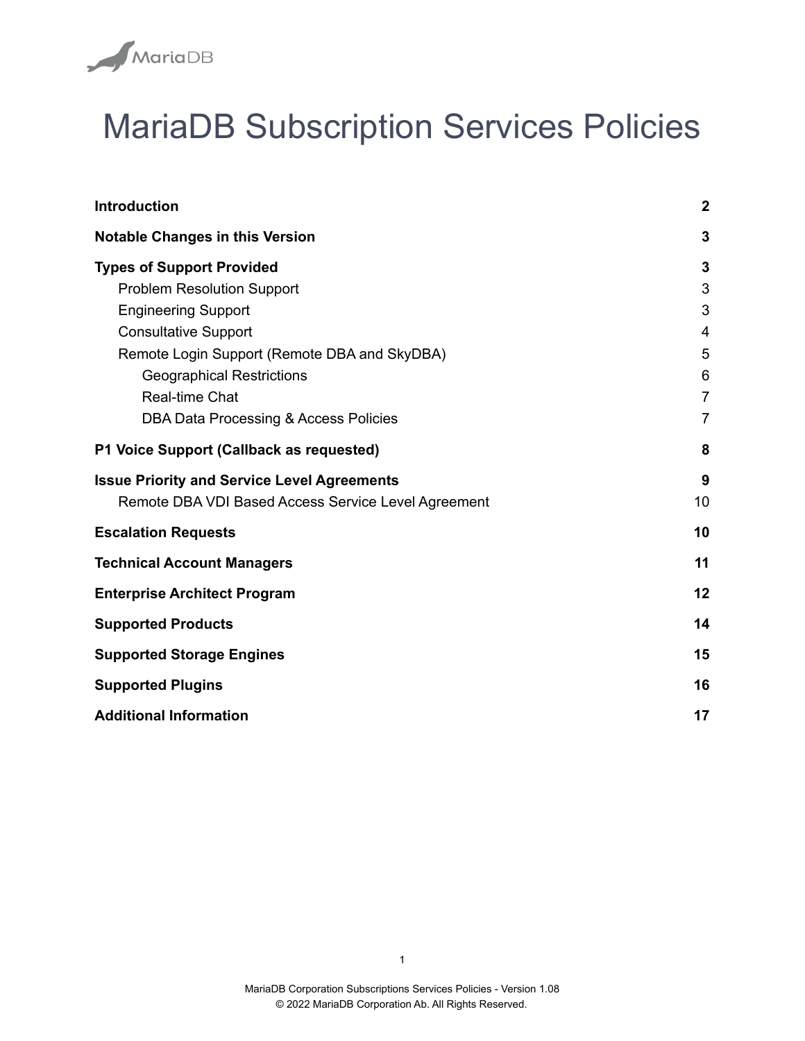# MariaDB Subscription Services Policies

| | |
|---|---|
| **Introduction** | **2** |
| **Notable Changes in this Version** | **3** |
| **Types of Support Provided** | **3** |
| Problem Resolution Support | 3 |
| Engineering Support | 3 |
| Consultative Support | 4 |
| Remote Login Support (Remote DBA and SkyDBA) | 5 |
| Geographical Restrictions | 6 |
| Real-time Chat | 7 |
| DBA Data Processing & Access Policies | 7 |
| **P1 Voice Support (Callback as requested)** | **8** |
| **Issue Priority and Service Level Agreements** | **9** |
| Remote DBA VDI Based Access Service Level Agreement | 10 |
| **Escalation Requests** | **10** |
| **Technical Account Managers** | **11** |
| **Enterprise Architect Program** | **12** |
| **Supported Products** | **14** |
| **Supported Storage Engines** | **15** |
| **Supported Plugins** | **16** |
| **Additional Information** | **17** |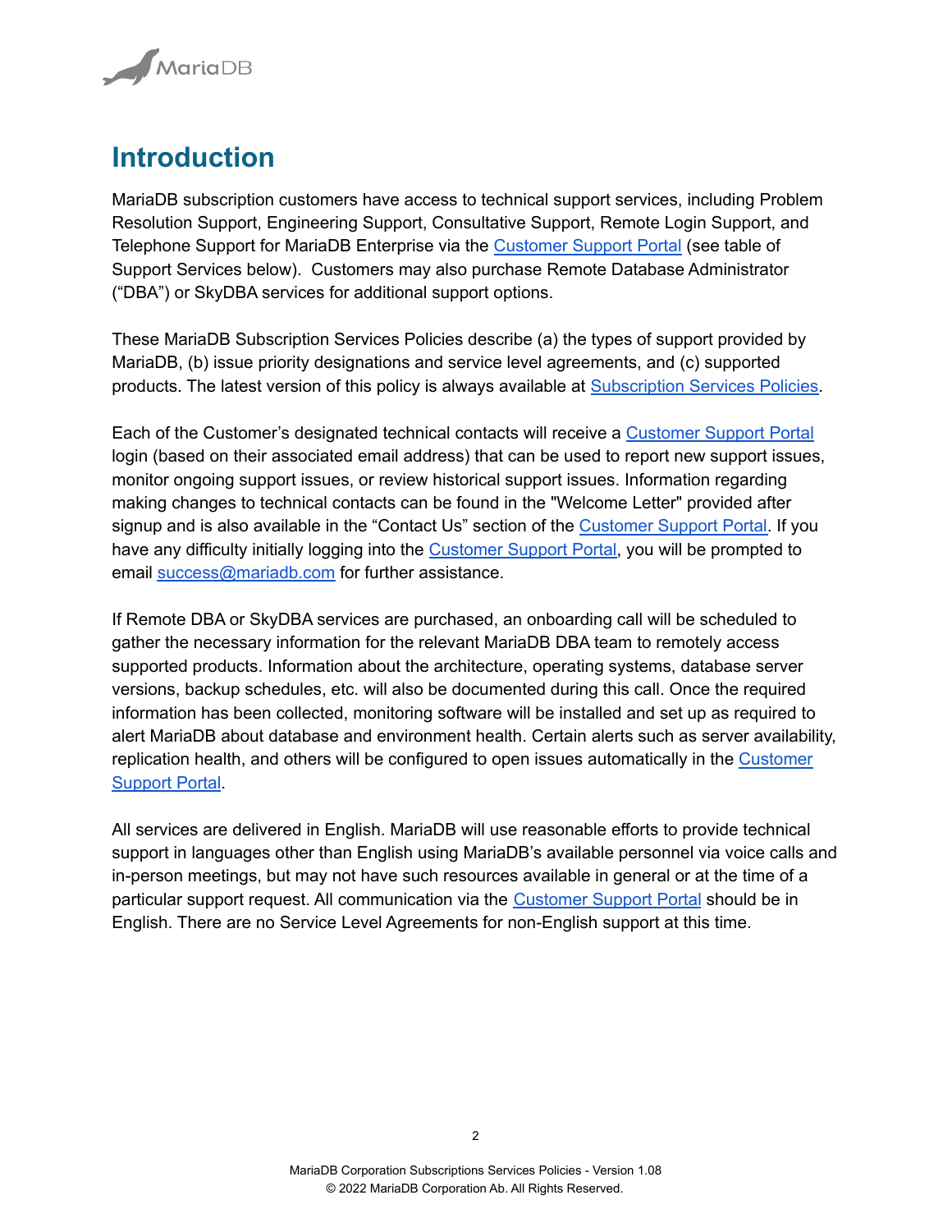# Introduction

MariaDB subscription customers have access to technical support services, including Problem Resolution Support, Engineering Support, Consultative Support, Remote Login Support, and Telephone Support for MariaDB Enterprise via the Customer Support Portal (see table of Support Services below). Customers may also purchase Remote Database Administrator ("DBA") or SkyDBA services for additional support options.

These MariaDB Subscription Services Policies describe (a) the types of support provided by MariaDB, (b) issue priority designations and service level agreements, and (c) supported products. The latest version of this policy is always available at Subscription Services Policies.

Each of the Customer's designated technical contacts will receive a Customer Support Portal login (based on their associated email address) that can be used to report new support issues, monitor ongoing support issues, or review historical support issues. Information regarding making changes to technical contacts can be found in the "Welcome Letter" provided after signup and is also available in the "Contact Us" section of the Customer Support Portal. If you have any difficulty initially logging into the Customer Support Portal, you will be prompted to email success@mariadb.com for further assistance.

If Remote DBA or SkyDBA services are purchased, an onboarding call will be scheduled to gather the necessary information for the relevant MariaDB DBA team to remotely access supported products. Information about the architecture, operating systems, database server versions, backup schedules, etc. will also be documented during this call. Once the required information has been collected, monitoring software will be installed and set up as required to alert MariaDB about database and environment health. Certain alerts such as server availability, replication health, and others will be configured to open issues automatically in the Customer Support Portal.

All services are delivered in English. MariaDB will use reasonable efforts to provide technical support in languages other than English using MariaDB's available personnel via voice calls and in-person meetings, but may not have such resources available in general or at the time of a particular support request. All communication via the Customer Support Portal should be in English. There are no Service Level Agreements for non-English support at this time.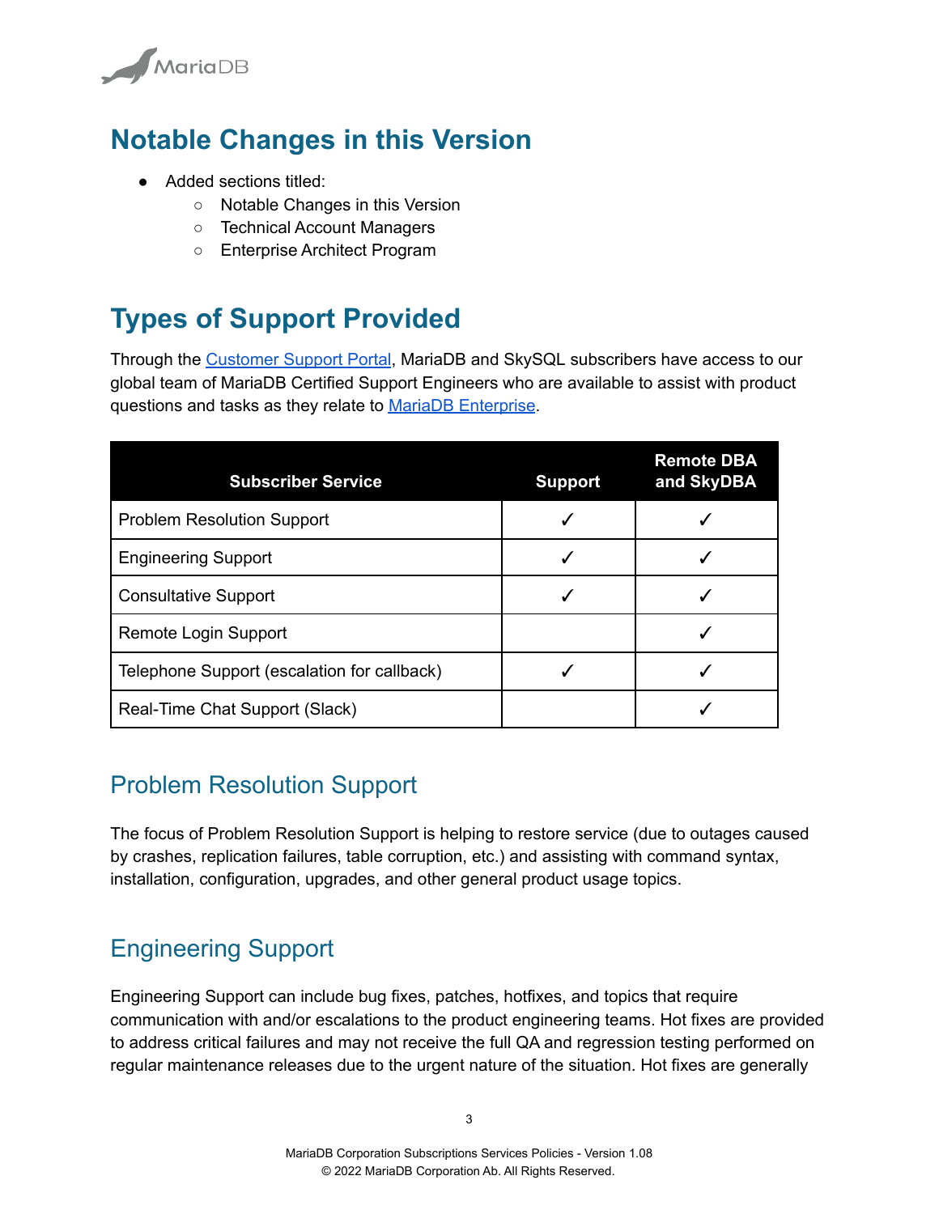# Notable Changes in this Version

- Added sections titled:
  - Notable Changes in this Version
  - Technical Account Managers
  - Enterprise Architect Program

# Types of Support Provided

Through the [Customer Support Portal](), MariaDB and SkySQL subscribers have access to our global team of MariaDB Certified Support Engineers who are available to assist with product questions and tasks as they relate to [MariaDB Enterprise]().

| Subscriber Service | Support | Remote DBA and SkyDBA |
| --- | --- | --- |
| Problem Resolution Support | ✓ | ✓ |
| Engineering Support | ✓ | ✓ |
| Consultative Support | ✓ | ✓ |
| Remote Login Support | | ✓ |
| Telephone Support (escalation for callback) | ✓ | ✓ |
| Real-Time Chat Support (Slack) | | ✓ |

## Problem Resolution Support

The focus of Problem Resolution Support is helping to restore service (due to outages caused by crashes, replication failures, table corruption, etc.) and assisting with command syntax, installation, configuration, upgrades, and other general product usage topics.

## Engineering Support

Engineering Support can include bug fixes, patches, hotfixes, and topics that require communication with and/or escalations to the product engineering teams. Hot fixes are provided to address critical failures and may not receive the full QA and regression testing performed on regular maintenance releases due to the urgent nature of the situation. Hot fixes are generally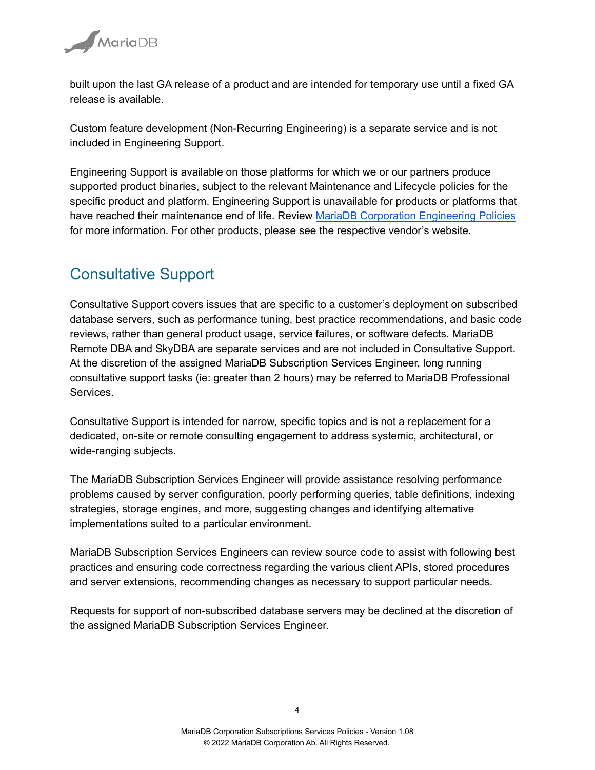built upon the last GA release of a product and are intended for temporary use until a fixed GA release is available.

Custom feature development (Non-Recurring Engineering) is a separate service and is not included in Engineering Support.

Engineering Support is available on those platforms for which we or our partners produce supported product binaries, subject to the relevant Maintenance and Lifecycle policies for the specific product and platform. Engineering Support is unavailable for products or platforms that have reached their maintenance end of life. Review [MariaDB Corporation Engineering Policies]() for more information. For other products, please see the respective vendor's website.

## Consultative Support

Consultative Support covers issues that are specific to a customer's deployment on subscribed database servers, such as performance tuning, best practice recommendations, and basic code reviews, rather than general product usage, service failures, or software defects. MariaDB Remote DBA and SkyDBA are separate services and are not included in Consultative Support. At the discretion of the assigned MariaDB Subscription Services Engineer, long running consultative support tasks (ie: greater than 2 hours) may be referred to MariaDB Professional Services.

Consultative Support is intended for narrow, specific topics and is not a replacement for a dedicated, on-site or remote consulting engagement to address systemic, architectural, or wide-ranging subjects.

The MariaDB Subscription Services Engineer will provide assistance resolving performance problems caused by server configuration, poorly performing queries, table definitions, indexing strategies, storage engines, and more, suggesting changes and identifying alternative implementations suited to a particular environment.

MariaDB Subscription Services Engineers can review source code to assist with following best practices and ensuring code correctness regarding the various client APIs, stored procedures and server extensions, recommending changes as necessary to support particular needs.

Requests for support of non-subscribed database servers may be declined at the discretion of the assigned MariaDB Subscription Services Engineer.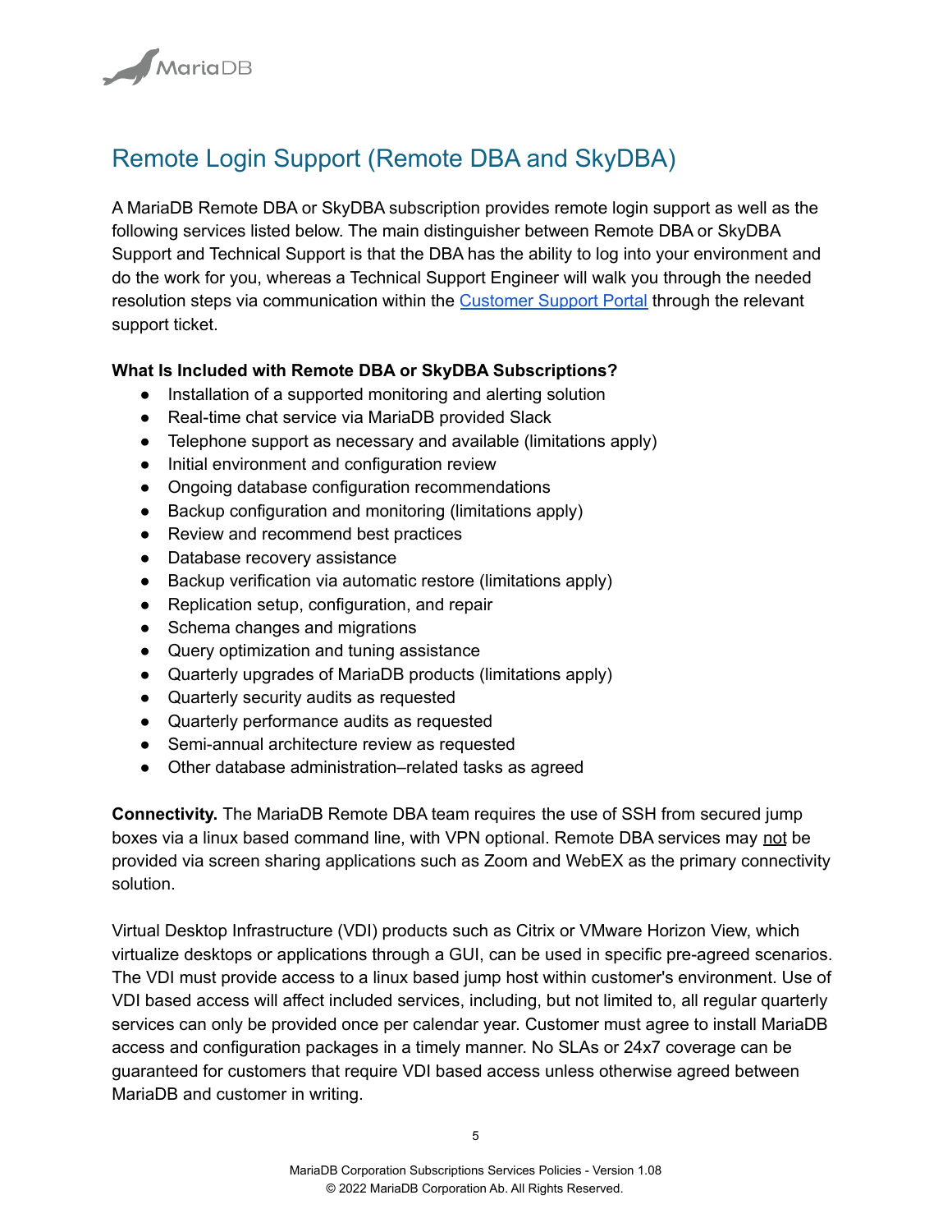## Remote Login Support (Remote DBA and SkyDBA)

A MariaDB Remote DBA or SkyDBA subscription provides remote login support as well as the following services listed below. The main distinguisher between Remote DBA or SkyDBA Support and Technical Support is that the DBA has the ability to log into your environment and do the work for you, whereas a Technical Support Engineer will walk you through the needed resolution steps via communication within the Customer Support Portal through the relevant support ticket.

**What Is Included with Remote DBA or SkyDBA Subscriptions?**

- Installation of a supported monitoring and alerting solution
- Real-time chat service via MariaDB provided Slack
- Telephone support as necessary and available (limitations apply)
- Initial environment and configuration review
- Ongoing database configuration recommendations
- Backup configuration and monitoring (limitations apply)
- Review and recommend best practices
- Database recovery assistance
- Backup verification via automatic restore (limitations apply)
- Replication setup, configuration, and repair
- Schema changes and migrations
- Query optimization and tuning assistance
- Quarterly upgrades of MariaDB products (limitations apply)
- Quarterly security audits as requested
- Quarterly performance audits as requested
- Semi-annual architecture review as requested
- Other database administration–related tasks as agreed

**Connectivity.** The MariaDB Remote DBA team requires the use of SSH from secured jump boxes via a linux based command line, with VPN optional. Remote DBA services may not be provided via screen sharing applications such as Zoom and WebEX as the primary connectivity solution.

Virtual Desktop Infrastructure (VDI) products such as Citrix or VMware Horizon View, which virtualize desktops or applications through a GUI, can be used in specific pre-agreed scenarios. The VDI must provide access to a linux based jump host within customer's environment. Use of VDI based access will affect included services, including, but not limited to, all regular quarterly services can only be provided once per calendar year. Customer must agree to install MariaDB access and configuration packages in a timely manner. No SLAs or 24x7 coverage can be guaranteed for customers that require VDI based access unless otherwise agreed between MariaDB and customer in writing.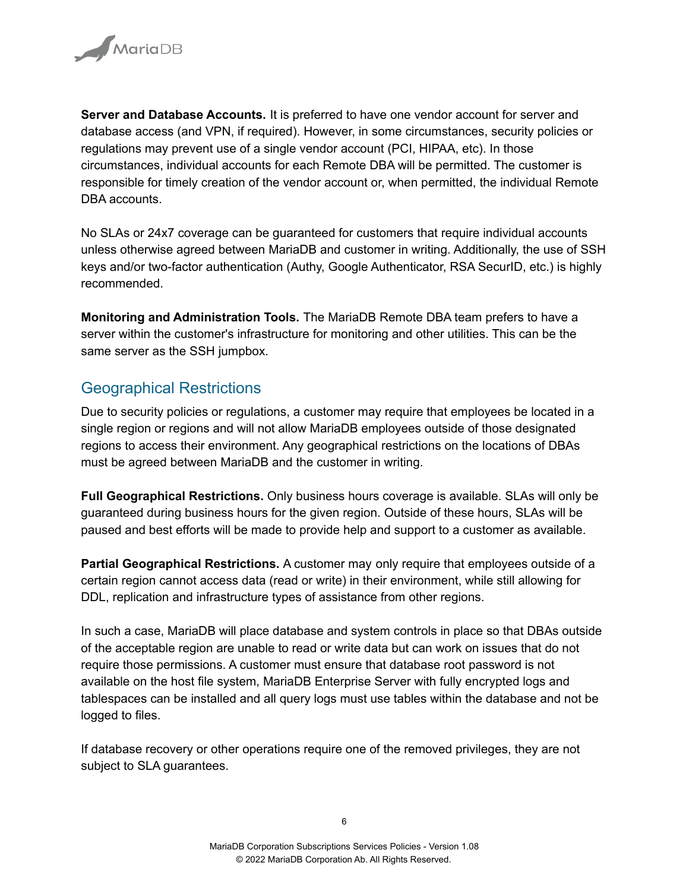**Server and Database Accounts.** It is preferred to have one vendor account for server and database access (and VPN, if required). However, in some circumstances, security policies or regulations may prevent use of a single vendor account (PCI, HIPAA, etc). In those circumstances, individual accounts for each Remote DBA will be permitted. The customer is responsible for timely creation of the vendor account or, when permitted, the individual Remote DBA accounts.

No SLAs or 24x7 coverage can be guaranteed for customers that require individual accounts unless otherwise agreed between MariaDB and customer in writing. Additionally, the use of SSH keys and/or two-factor authentication (Authy, Google Authenticator, RSA SecurID, etc.) is highly recommended.

**Monitoring and Administration Tools.** The MariaDB Remote DBA team prefers to have a server within the customer's infrastructure for monitoring and other utilities. This can be the same server as the SSH jumpbox.

## Geographical Restrictions

Due to security policies or regulations, a customer may require that employees be located in a single region or regions and will not allow MariaDB employees outside of those designated regions to access their environment. Any geographical restrictions on the locations of DBAs must be agreed between MariaDB and the customer in writing.

**Full Geographical Restrictions.** Only business hours coverage is available. SLAs will only be guaranteed during business hours for the given region. Outside of these hours, SLAs will be paused and best efforts will be made to provide help and support to a customer as available.

**Partial Geographical Restrictions.** A customer may only require that employees outside of a certain region cannot access data (read or write) in their environment, while still allowing for DDL, replication and infrastructure types of assistance from other regions.

In such a case, MariaDB will place database and system controls in place so that DBAs outside of the acceptable region are unable to read or write data but can work on issues that do not require those permissions. A customer must ensure that database root password is not available on the host file system, MariaDB Enterprise Server with fully encrypted logs and tablespaces can be installed and all query logs must use tables within the database and not be logged to files.

If database recovery or other operations require one of the removed privileges, they are not subject to SLA guarantees.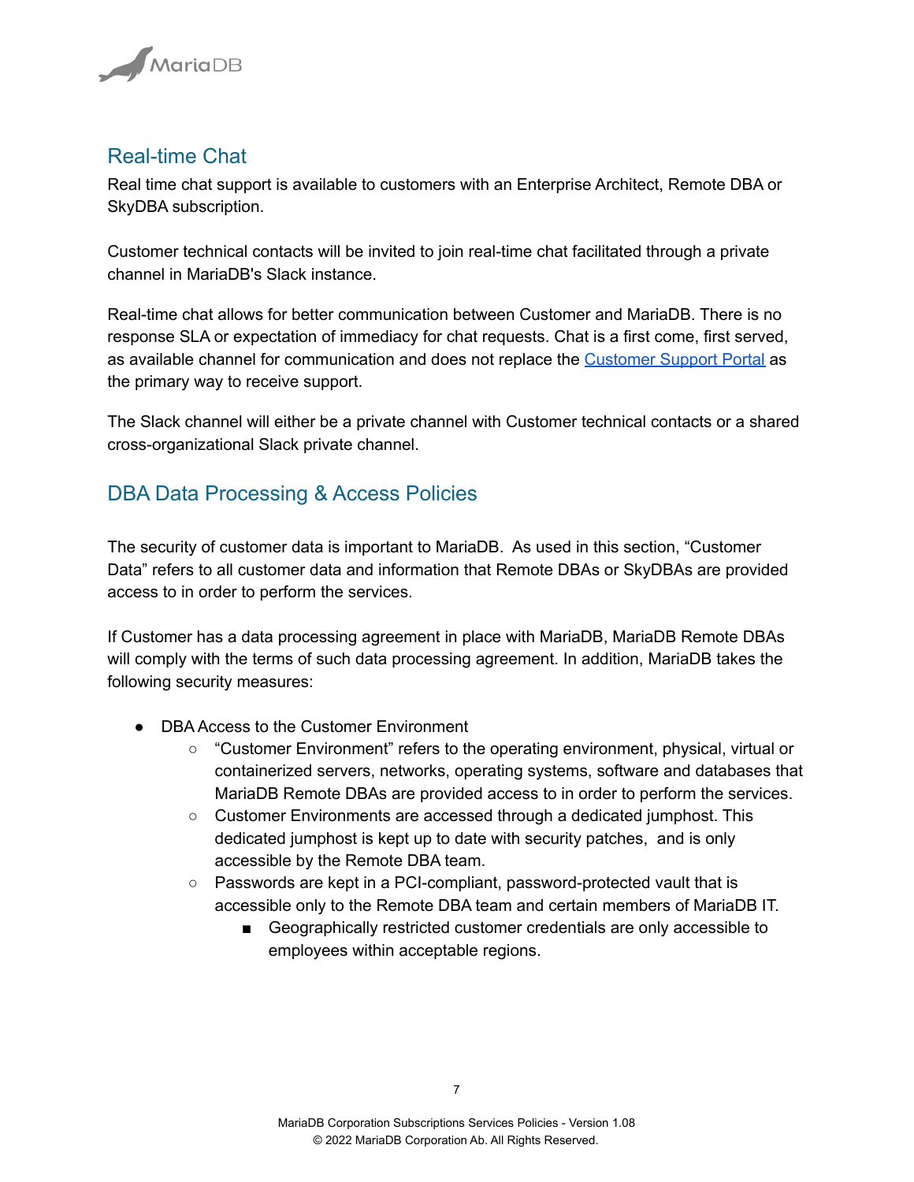## Real-time Chat

Real time chat support is available to customers with an Enterprise Architect, Remote DBA or SkyDBA subscription.

Customer technical contacts will be invited to join real-time chat facilitated through a private channel in MariaDB's Slack instance.

Real-time chat allows for better communication between Customer and MariaDB. There is no response SLA or expectation of immediacy for chat requests. Chat is a first come, first served, as available channel for communication and does not replace the [Customer Support Portal]() as the primary way to receive support.

The Slack channel will either be a private channel with Customer technical contacts or a shared cross-organizational Slack private channel.

## DBA Data Processing & Access Policies

The security of customer data is important to MariaDB. As used in this section, "Customer Data" refers to all customer data and information that Remote DBAs or SkyDBAs are provided access to in order to perform the services.

If Customer has a data processing agreement in place with MariaDB, MariaDB Remote DBAs will comply with the terms of such data processing agreement. In addition, MariaDB takes the following security measures:

- DBA Access to the Customer Environment
  - "Customer Environment" refers to the operating environment, physical, virtual or containerized servers, networks, operating systems, software and databases that MariaDB Remote DBAs are provided access to in order to perform the services.
  - Customer Environments are accessed through a dedicated jumphost. This dedicated jumphost is kept up to date with security patches, and is only accessible by the Remote DBA team.
  - Passwords are kept in a PCI-compliant, password-protected vault that is accessible only to the Remote DBA team and certain members of MariaDB IT.
    - Geographically restricted customer credentials are only accessible to employees within acceptable regions.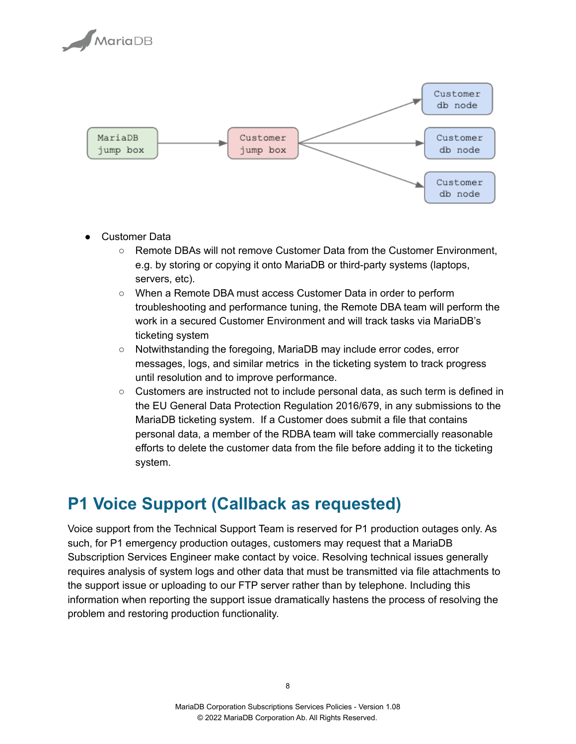- Customer Data
  - Remote DBAs will not remove Customer Data from the Customer Environment, e.g. by storing or copying it onto MariaDB or third-party systems (laptops, servers, etc).
  - When a Remote DBA must access Customer Data in order to perform troubleshooting and performance tuning, the Remote DBA team will perform the work in a secured Customer Environment and will track tasks via MariaDB's ticketing system
  - Notwithstanding the foregoing, MariaDB may include error codes, error messages, logs, and similar metrics in the ticketing system to track progress until resolution and to improve performance.
  - Customers are instructed not to include personal data, as such term is defined in the EU General Data Protection Regulation 2016/679, in any submissions to the MariaDB ticketing system. If a Customer does submit a file that contains personal data, a member of the RDBA team will take commercially reasonable efforts to delete the customer data from the file before adding it to the ticketing system.

## P1 Voice Support (Callback as requested)

Voice support from the Technical Support Team is reserved for P1 production outages only. As such, for P1 emergency production outages, customers may request that a MariaDB Subscription Services Engineer make contact by voice. Resolving technical issues generally requires analysis of system logs and other data that must be transmitted via file attachments to the support issue or uploading to our FTP server rather than by telephone. Including this information when reporting the support issue dramatically hastens the process of resolving the problem and restoring production functionality.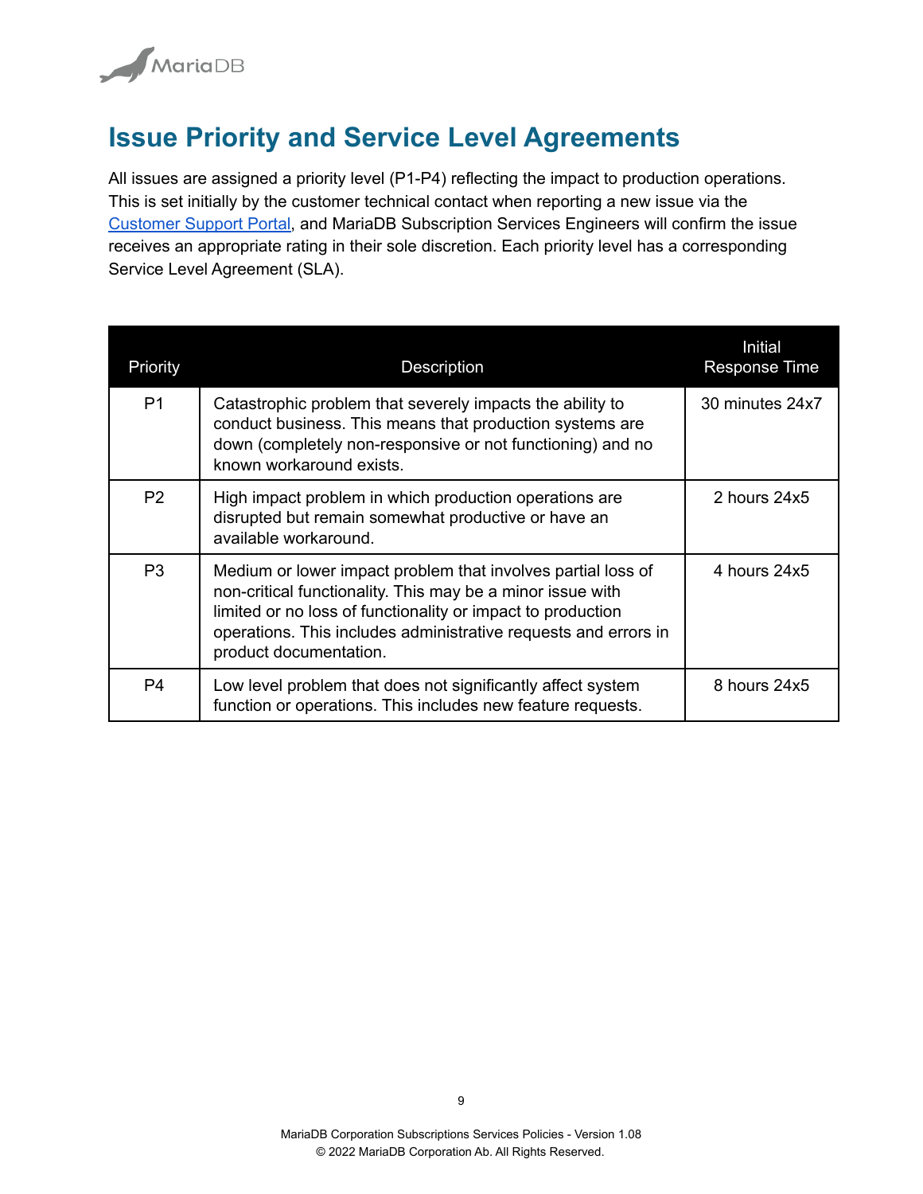# Issue Priority and Service Level Agreements

All issues are assigned a priority level (P1-P4) reflecting the impact to production operations. This is set initially by the customer technical contact when reporting a new issue via the [Customer Support Portal](), and MariaDB Subscription Services Engineers will confirm the issue receives an appropriate rating in their sole discretion. Each priority level has a corresponding Service Level Agreement (SLA).

| Priority | Description | Initial Response Time |
|---|---|---|
| P1 | Catastrophic problem that severely impacts the ability to conduct business. This means that production systems are down (completely non-responsive or not functioning) and no known workaround exists. | 30 minutes 24x7 |
| P2 | High impact problem in which production operations are disrupted but remain somewhat productive or have an available workaround. | 2 hours 24x5 |
| P3 | Medium or lower impact problem that involves partial loss of non-critical functionality. This may be a minor issue with limited or no loss of functionality or impact to production operations. This includes administrative requests and errors in product documentation. | 4 hours 24x5 |
| P4 | Low level problem that does not significantly affect system function or operations. This includes new feature requests. | 8 hours 24x5 |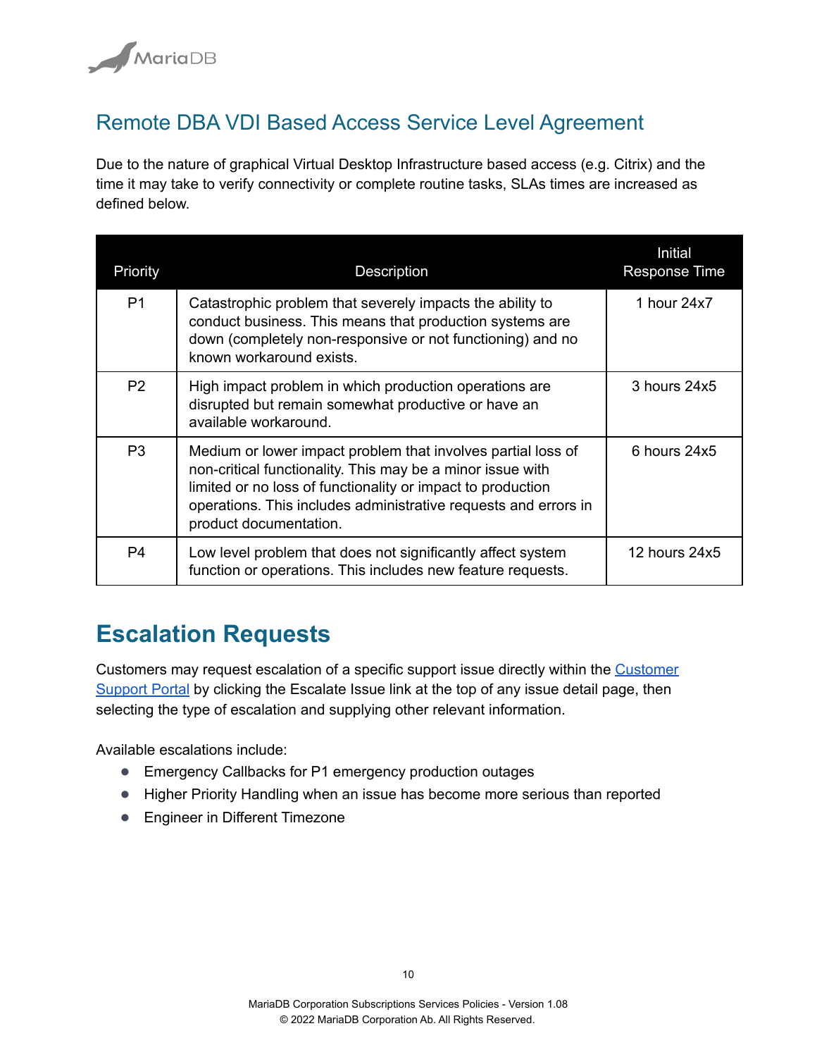## Remote DBA VDI Based Access Service Level Agreement

Due to the nature of graphical Virtual Desktop Infrastructure based access (e.g. Citrix) and the time it may take to verify connectivity or complete routine tasks, SLAs times are increased as defined below.

| Priority | Description | Initial Response Time |
|---|---|---|
| P1 | Catastrophic problem that severely impacts the ability to conduct business. This means that production systems are down (completely non-responsive or not functioning) and no known workaround exists. | 1 hour 24x7 |
| P2 | High impact problem in which production operations are disrupted but remain somewhat productive or have an available workaround. | 3 hours 24x5 |
| P3 | Medium or lower impact problem that involves partial loss of non-critical functionality. This may be a minor issue with limited or no loss of functionality or impact to production operations. This includes administrative requests and errors in product documentation. | 6 hours 24x5 |
| P4 | Low level problem that does not significantly affect system function or operations. This includes new feature requests. | 12 hours 24x5 |

# Escalation Requests

Customers may request escalation of a specific support issue directly within the Customer Support Portal by clicking the Escalate Issue link at the top of any issue detail page, then selecting the type of escalation and supplying other relevant information.

Available escalations include:

- Emergency Callbacks for P1 emergency production outages
- Higher Priority Handling when an issue has become more serious than reported
- Engineer in Different Timezone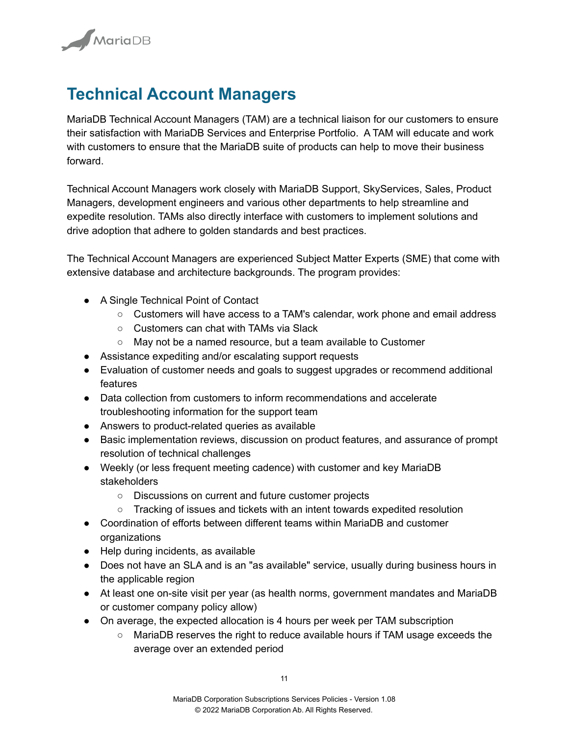# Technical Account Managers

MariaDB Technical Account Managers (TAM) are a technical liaison for our customers to ensure their satisfaction with MariaDB Services and Enterprise Portfolio. A TAM will educate and work with customers to ensure that the MariaDB suite of products can help to move their business forward.

Technical Account Managers work closely with MariaDB Support, SkyServices, Sales, Product Managers, development engineers and various other departments to help streamline and expedite resolution. TAMs also directly interface with customers to implement solutions and drive adoption that adhere to golden standards and best practices.

The Technical Account Managers are experienced Subject Matter Experts (SME) that come with extensive database and architecture backgrounds. The program provides:

- A Single Technical Point of Contact
  - Customers will have access to a TAM's calendar, work phone and email address
  - Customers can chat with TAMs via Slack
  - May not be a named resource, but a team available to Customer
- Assistance expediting and/or escalating support requests
- Evaluation of customer needs and goals to suggest upgrades or recommend additional features
- Data collection from customers to inform recommendations and accelerate troubleshooting information for the support team
- Answers to product-related queries as available
- Basic implementation reviews, discussion on product features, and assurance of prompt resolution of technical challenges
- Weekly (or less frequent meeting cadence) with customer and key MariaDB stakeholders
  - Discussions on current and future customer projects
  - Tracking of issues and tickets with an intent towards expedited resolution
- Coordination of efforts between different teams within MariaDB and customer organizations
- Help during incidents, as available
- Does not have an SLA and is an "as available" service, usually during business hours in the applicable region
- At least one on-site visit per year (as health norms, government mandates and MariaDB or customer company policy allow)
- On average, the expected allocation is 4 hours per week per TAM subscription
  - MariaDB reserves the right to reduce available hours if TAM usage exceeds the average over an extended period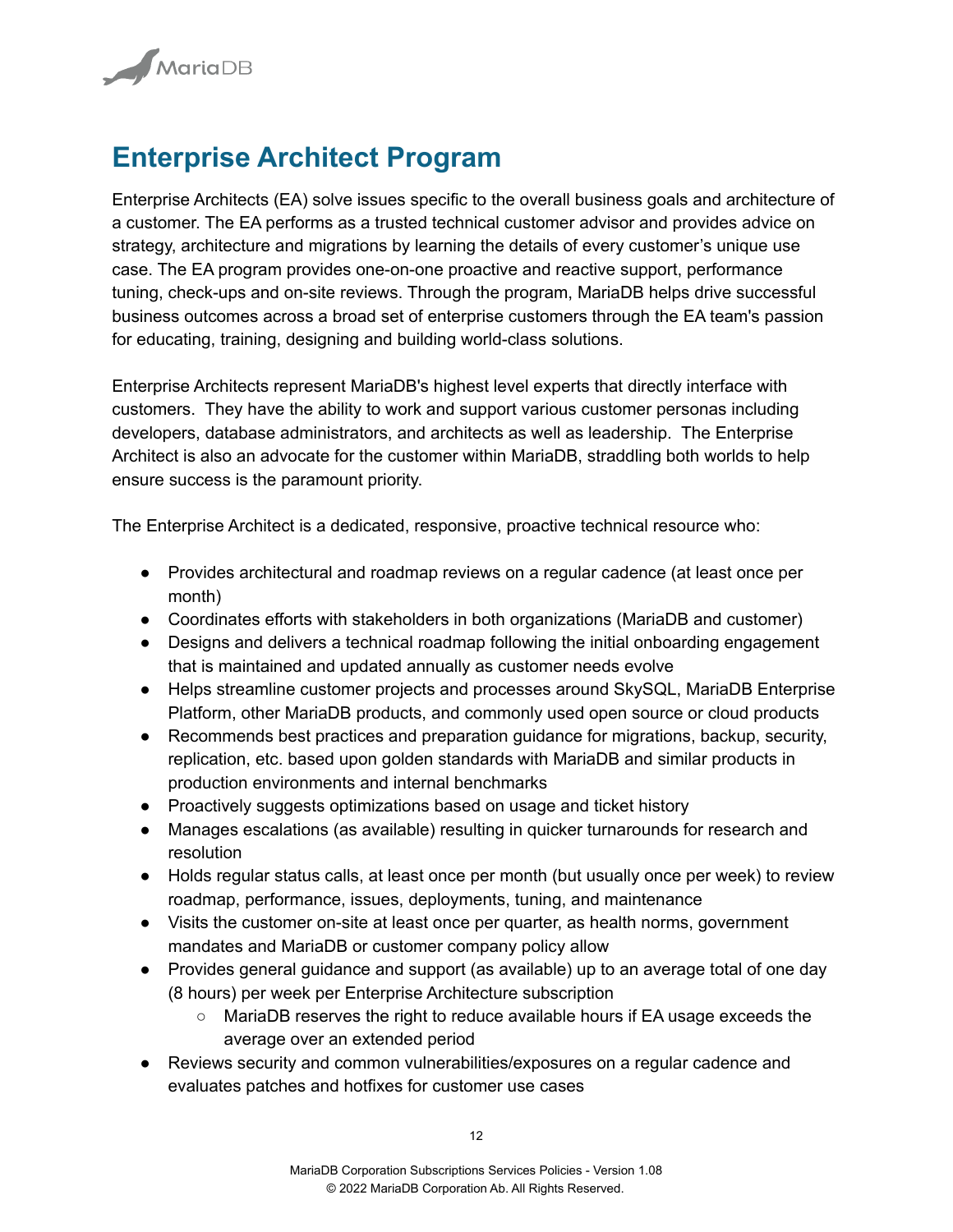# Enterprise Architect Program

Enterprise Architects (EA) solve issues specific to the overall business goals and architecture of a customer. The EA performs as a trusted technical customer advisor and provides advice on strategy, architecture and migrations by learning the details of every customer's unique use case. The EA program provides one-on-one proactive and reactive support, performance tuning, check-ups and on-site reviews. Through the program, MariaDB helps drive successful business outcomes across a broad set of enterprise customers through the EA team's passion for educating, training, designing and building world-class solutions.

Enterprise Architects represent MariaDB's highest level experts that directly interface with customers. They have the ability to work and support various customer personas including developers, database administrators, and architects as well as leadership. The Enterprise Architect is also an advocate for the customer within MariaDB, straddling both worlds to help ensure success is the paramount priority.

The Enterprise Architect is a dedicated, responsive, proactive technical resource who:

- Provides architectural and roadmap reviews on a regular cadence (at least once per month)
- Coordinates efforts with stakeholders in both organizations (MariaDB and customer)
- Designs and delivers a technical roadmap following the initial onboarding engagement that is maintained and updated annually as customer needs evolve
- Helps streamline customer projects and processes around SkySQL, MariaDB Enterprise Platform, other MariaDB products, and commonly used open source or cloud products
- Recommends best practices and preparation guidance for migrations, backup, security, replication, etc. based upon golden standards with MariaDB and similar products in production environments and internal benchmarks
- Proactively suggests optimizations based on usage and ticket history
- Manages escalations (as available) resulting in quicker turnarounds for research and resolution
- Holds regular status calls, at least once per month (but usually once per week) to review roadmap, performance, issues, deployments, tuning, and maintenance
- Visits the customer on-site at least once per quarter, as health norms, government mandates and MariaDB or customer company policy allow
- Provides general guidance and support (as available) up to an average total of one day (8 hours) per week per Enterprise Architecture subscription
  - MariaDB reserves the right to reduce available hours if EA usage exceeds the average over an extended period
- Reviews security and common vulnerabilities/exposures on a regular cadence and evaluates patches and hotfixes for customer use cases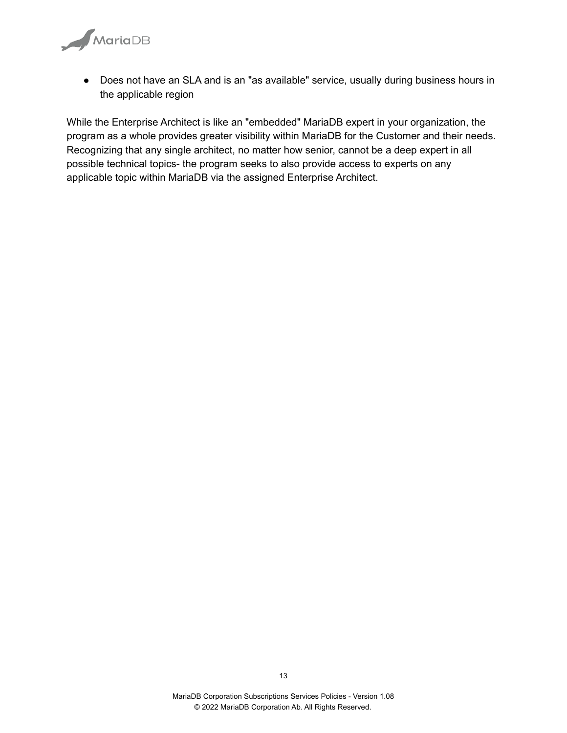- Does not have an SLA and is an "as available" service, usually during business hours in the applicable region

While the Enterprise Architect is like an "embedded" MariaDB expert in your organization, the program as a whole provides greater visibility within MariaDB for the Customer and their needs. Recognizing that any single architect, no matter how senior, cannot be a deep expert in all possible technical topics- the program seeks to also provide access to experts on any applicable topic within MariaDB via the assigned Enterprise Architect.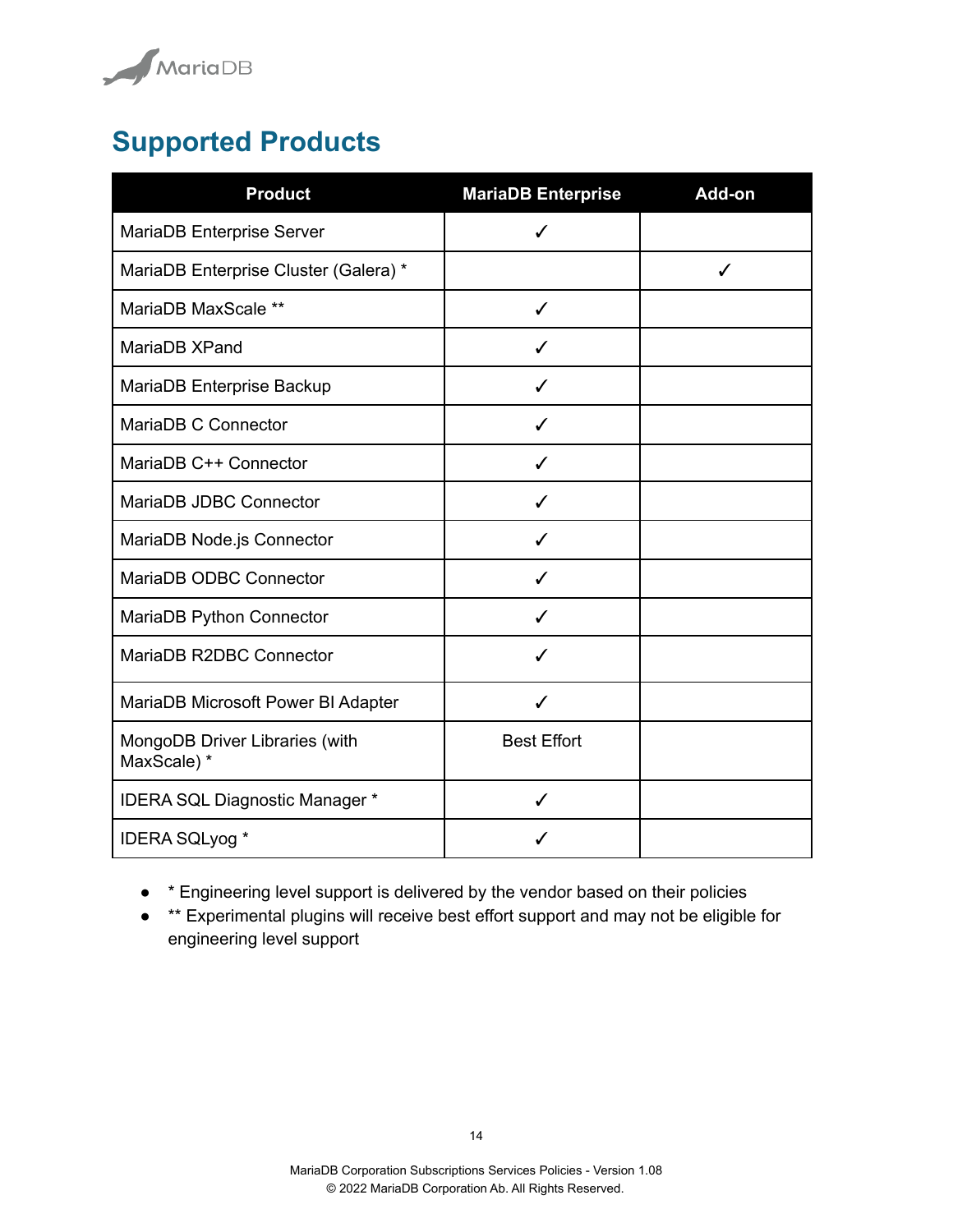# Supported Products

| Product | MariaDB Enterprise | Add-on |
|---|---|---|
| MariaDB Enterprise Server | ✓ | |
| MariaDB Enterprise Cluster (Galera) * | | ✓ |
| MariaDB MaxScale ** | ✓ | |
| MariaDB XPand | ✓ | |
| MariaDB Enterprise Backup | ✓ | |
| MariaDB C Connector | ✓ | |
| MariaDB C++ Connector | ✓ | |
| MariaDB JDBC Connector | ✓ | |
| MariaDB Node.js Connector | ✓ | |
| MariaDB ODBC Connector | ✓ | |
| MariaDB Python Connector | ✓ | |
| MariaDB R2DBC Connector | ✓ | |
| MariaDB Microsoft Power BI Adapter | ✓ | |
| MongoDB Driver Libraries (with MaxScale) * | Best Effort | |
| IDERA SQL Diagnostic Manager * | ✓ | |
| IDERA SQLyog * | ✓ | |

- * Engineering level support is delivered by the vendor based on their policies
- ** Experimental plugins will receive best effort support and may not be eligible for engineering level support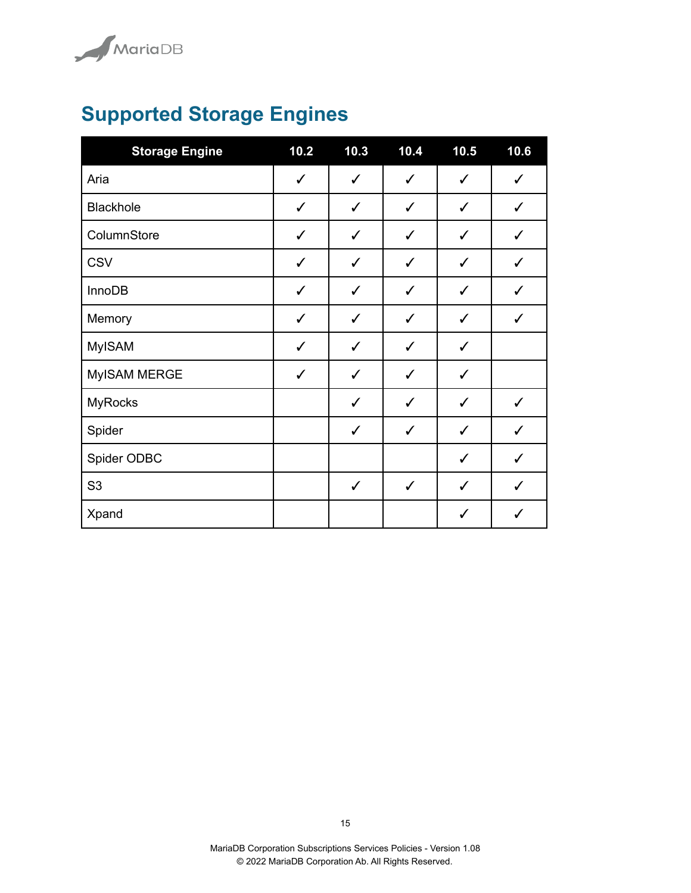## Supported Storage Engines

| Storage Engine | 10.2 | 10.3 | 10.4 | 10.5 | 10.6 |
|---|---|---|---|---|---|
| Aria | ✓ | ✓ | ✓ | ✓ | ✓ |
| Blackhole | ✓ | ✓ | ✓ | ✓ | ✓ |
| ColumnStore | ✓ | ✓ | ✓ | ✓ | ✓ |
| CSV | ✓ | ✓ | ✓ | ✓ | ✓ |
| InnoDB | ✓ | ✓ | ✓ | ✓ | ✓ |
| Memory | ✓ | ✓ | ✓ | ✓ | ✓ |
| MyISAM | ✓ | ✓ | ✓ | ✓ | |
| MyISAM MERGE | ✓ | ✓ | ✓ | ✓ | |
| MyRocks | | ✓ | ✓ | ✓ | ✓ |
| Spider | | ✓ | ✓ | ✓ | ✓ |
| Spider ODBC | | | | ✓ | ✓ |
| S3 | | ✓ | ✓ | ✓ | ✓ |
| Xpand | | | | ✓ | ✓ |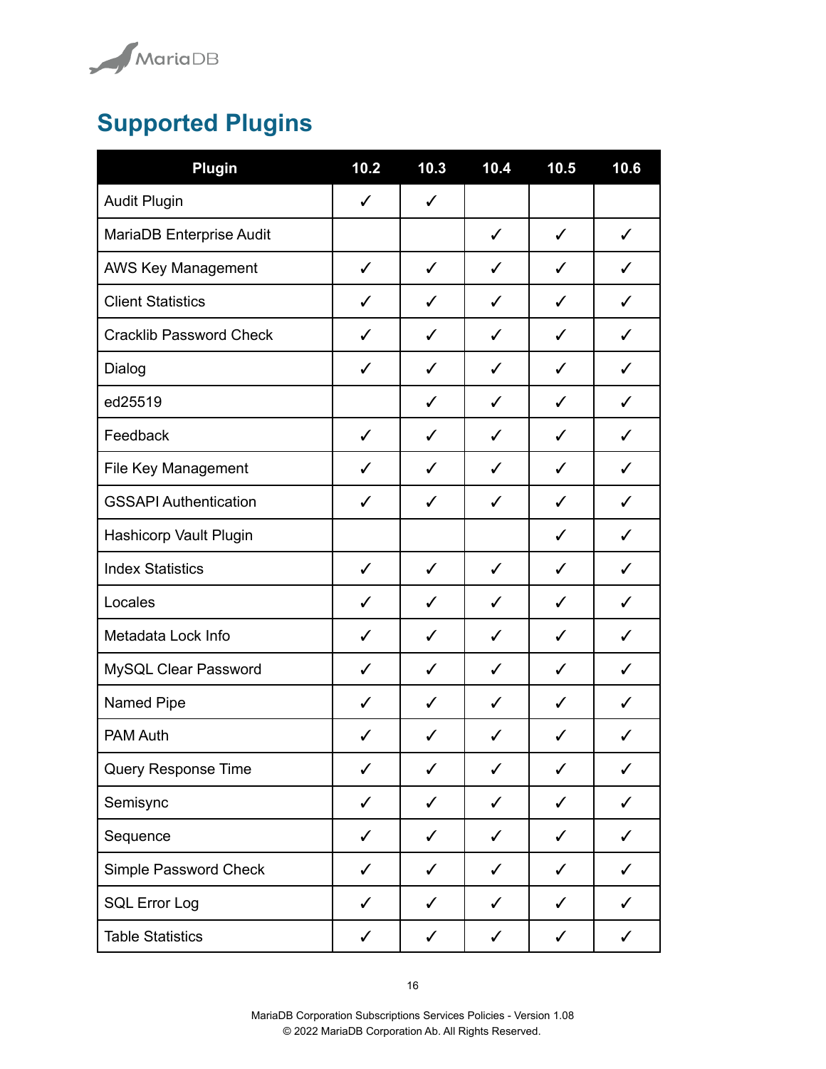# Supported Plugins

| Plugin | 10.2 | 10.3 | 10.4 | 10.5 | 10.6 |
|---|---|---|---|---|---|
| Audit Plugin | ✓ | ✓ | | | |
| MariaDB Enterprise Audit | | | ✓ | ✓ | ✓ |
| AWS Key Management | ✓ | ✓ | ✓ | ✓ | ✓ |
| Client Statistics | ✓ | ✓ | ✓ | ✓ | ✓ |
| Cracklib Password Check | ✓ | ✓ | ✓ | ✓ | ✓ |
| Dialog | ✓ | ✓ | ✓ | ✓ | ✓ |
| ed25519 | | ✓ | ✓ | ✓ | ✓ |
| Feedback | ✓ | ✓ | ✓ | ✓ | ✓ |
| File Key Management | ✓ | ✓ | ✓ | ✓ | ✓ |
| GSSAPI Authentication | ✓ | ✓ | ✓ | ✓ | ✓ |
| Hashicorp Vault Plugin | | | | ✓ | ✓ |
| Index Statistics | ✓ | ✓ | ✓ | ✓ | ✓ |
| Locales | ✓ | ✓ | ✓ | ✓ | ✓ |
| Metadata Lock Info | ✓ | ✓ | ✓ | ✓ | ✓ |
| MySQL Clear Password | ✓ | ✓ | ✓ | ✓ | ✓ |
| Named Pipe | ✓ | ✓ | ✓ | ✓ | ✓ |
| PAM Auth | ✓ | ✓ | ✓ | ✓ | ✓ |
| Query Response Time | ✓ | ✓ | ✓ | ✓ | ✓ |
| Semisync | ✓ | ✓ | ✓ | ✓ | ✓ |
| Sequence | ✓ | ✓ | ✓ | ✓ | ✓ |
| Simple Password Check | ✓ | ✓ | ✓ | ✓ | ✓ |
| SQL Error Log | ✓ | ✓ | ✓ | ✓ | ✓ |
| Table Statistics | ✓ | ✓ | ✓ | ✓ | ✓ |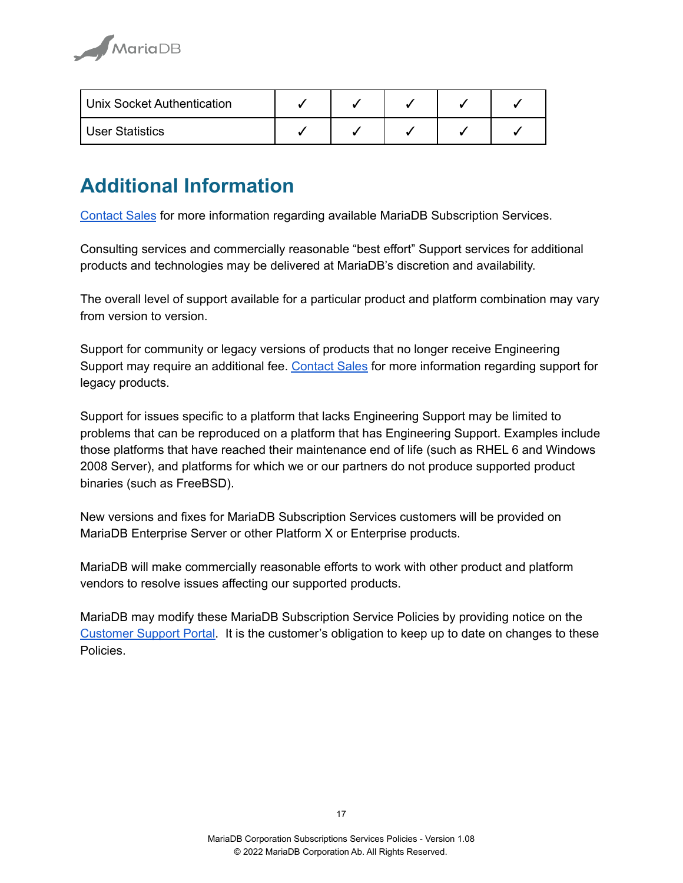| | | | | | |
|---|---|---|---|---|---|
| Unix Socket Authentication | ✓ | ✓ | ✓ | ✓ | ✓ |
| User Statistics | ✓ | ✓ | ✓ | ✓ | ✓ |

## Additional Information

Contact Sales for more information regarding available MariaDB Subscription Services.

Consulting services and commercially reasonable "best effort" Support services for additional products and technologies may be delivered at MariaDB's discretion and availability.

The overall level of support available for a particular product and platform combination may vary from version to version.

Support for community or legacy versions of products that no longer receive Engineering Support may require an additional fee. Contact Sales for more information regarding support for legacy products.

Support for issues specific to a platform that lacks Engineering Support may be limited to problems that can be reproduced on a platform that has Engineering Support. Examples include those platforms that have reached their maintenance end of life (such as RHEL 6 and Windows 2008 Server), and platforms for which we or our partners do not produce supported product binaries (such as FreeBSD).

New versions and fixes for MariaDB Subscription Services customers will be provided on MariaDB Enterprise Server or other Platform X or Enterprise products.

MariaDB will make commercially reasonable efforts to work with other product and platform vendors to resolve issues affecting our supported products.

MariaDB may modify these MariaDB Subscription Service Policies by providing notice on the Customer Support Portal. It is the customer's obligation to keep up to date on changes to these Policies.